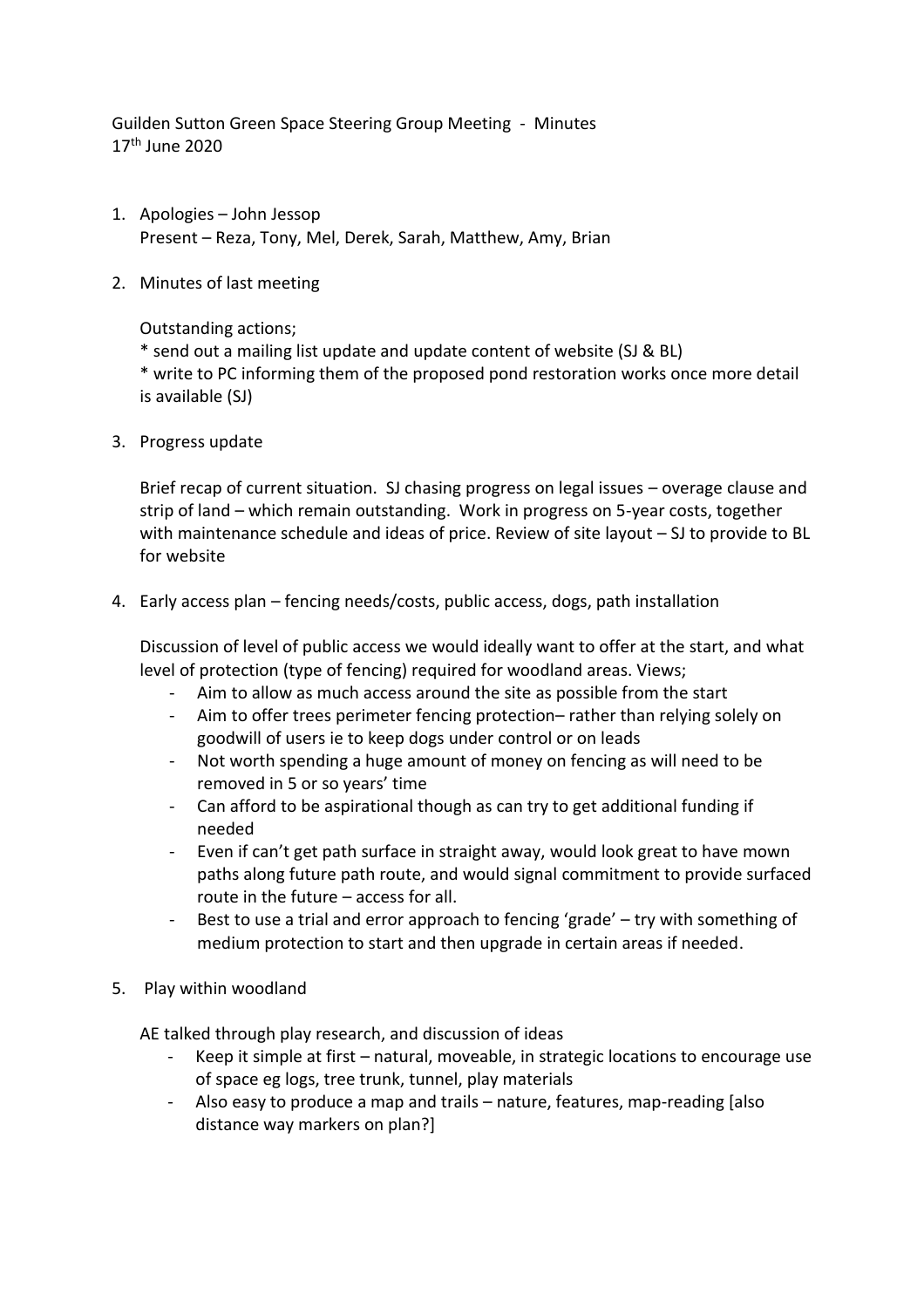Guilden Sutton Green Space Steering Group Meeting - Minutes
17th June 2020

1. Apologies – John Jessop
   Present – Reza, Tony, Mel, Derek, Sarah, Matthew, Amy, Brian

2. Minutes of last meeting

   Outstanding actions;
   * send out a mailing list update and update content of website (SJ & BL)
   * write to PC informing them of the proposed pond restoration works once more detail is available (SJ)

3. Progress update

   Brief recap of current situation. SJ chasing progress on legal issues – overage clause and strip of land – which remain outstanding. Work in progress on 5-year costs, together with maintenance schedule and ideas of price. Review of site layout – SJ to provide to BL for website

4. Early access plan – fencing needs/costs, public access, dogs, path installation

   Discussion of level of public access we would ideally want to offer at the start, and what level of protection (type of fencing) required for woodland areas. Views;
   - Aim to allow as much access around the site as possible from the start
   - Aim to offer trees perimeter fencing protection– rather than relying solely on goodwill of users ie to keep dogs under control or on leads
   - Not worth spending a huge amount of money on fencing as will need to be removed in 5 or so years' time
   - Can afford to be aspirational though as can try to get additional funding if needed
   - Even if can't get path surface in straight away, would look great to have mown paths along future path route, and would signal commitment to provide surfaced route in the future – access for all.
   - Best to use a trial and error approach to fencing 'grade' – try with something of medium protection to start and then upgrade in certain areas if needed.

5. Play within woodland

   AE talked through play research, and discussion of ideas
   - Keep it simple at first – natural, moveable, in strategic locations to encourage use of space eg logs, tree trunk, tunnel, play materials
   - Also easy to produce a map and trails – nature, features, map-reading [also distance way markers on plan?]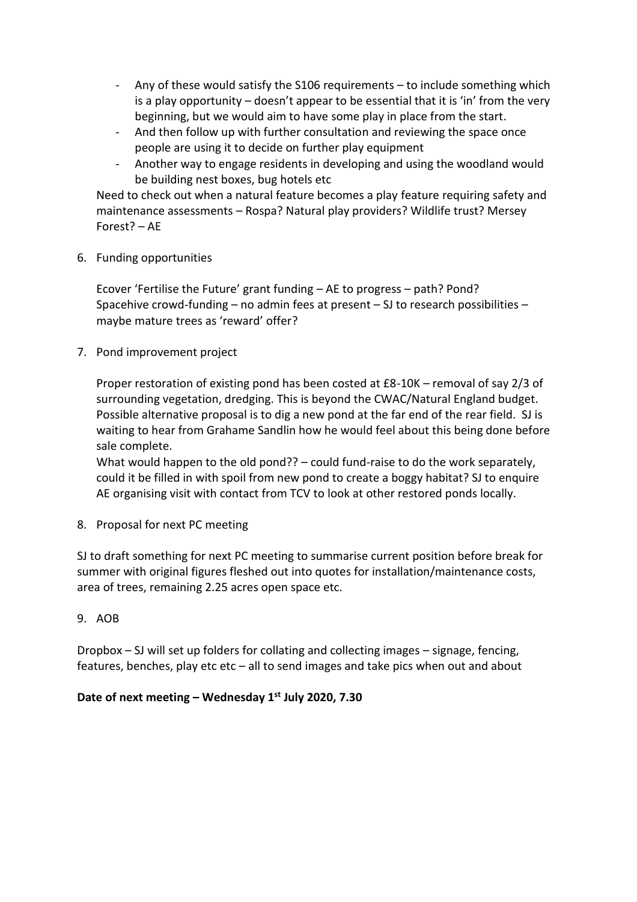- Any of these would satisfy the S106 requirements – to include something which is a play opportunity – doesn't appear to be essential that it is 'in' from the very beginning, but we would aim to have some play in place from the start.
- And then follow up with further consultation and reviewing the space once people are using it to decide on further play equipment
- Another way to engage residents in developing and using the woodland would be building nest boxes, bug hotels etc

Need to check out when a natural feature becomes a play feature requiring safety and maintenance assessments – Rospa? Natural play providers? Wildlife trust? Mersey Forest? – AE

6. Funding opportunities

   Ecover 'Fertilise the Future' grant funding – AE to progress – path? Pond?
   Spacehive crowd-funding – no admin fees at present – SJ to research possibilities – maybe mature trees as 'reward' offer?

7. Pond improvement project

   Proper restoration of existing pond has been costed at £8-10K – removal of say 2/3 of surrounding vegetation, dredging. This is beyond the CWAC/Natural England budget. Possible alternative proposal is to dig a new pond at the far end of the rear field. SJ is waiting to hear from Grahame Sandlin how he would feel about this being done before sale complete.
   What would happen to the old pond?? – could fund-raise to do the work separately, could it be filled in with spoil from new pond to create a boggy habitat? SJ to enquire
   AE organising visit with contact from TCV to look at other restored ponds locally.

8. Proposal for next PC meeting

SJ to draft something for next PC meeting to summarise current position before break for summer with original figures fleshed out into quotes for installation/maintenance costs, area of trees, remaining 2.25 acres open space etc.

9. AOB

Dropbox – SJ will set up folders for collating and collecting images – signage, fencing, features, benches, play etc etc – all to send images and take pics when out and about

**Date of next meeting – Wednesday 1st July 2020, 7.30**